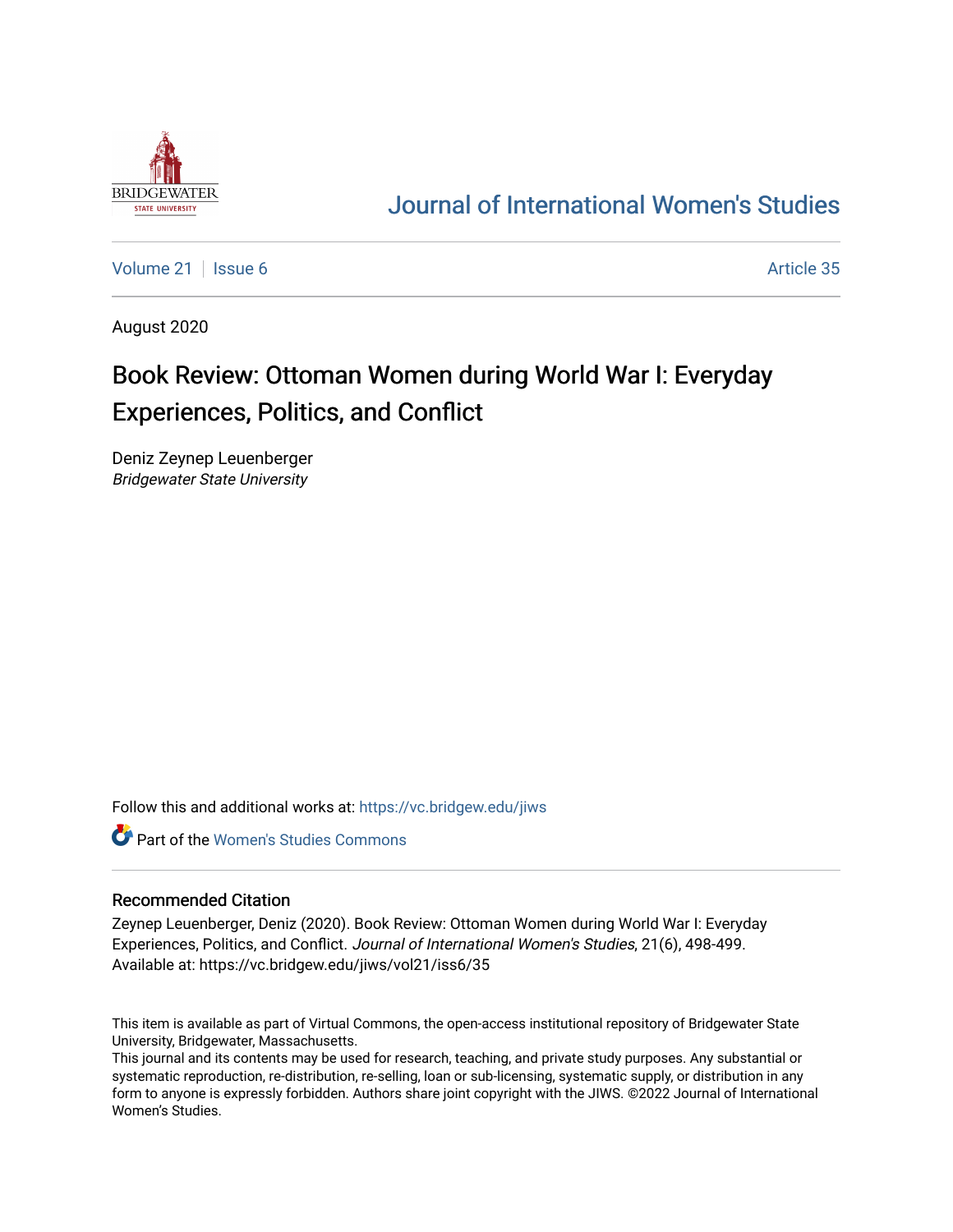Journal of International Women's Studies

Volume 21 | Issue 6 | Article 35

August 2020

# Book Review: Ottoman Women during World War I: Everyday Experiences, Politics, and Conflict

Deniz Zeynep Leuenberger
*Bridgewater State University*

Follow this and additional works at: https://vc.bridgew.edu/jiws

Part of the Women's Studies Commons

## Recommended Citation

Zeynep Leuenberger, Deniz (2020). Book Review: Ottoman Women during World War I: Everyday Experiences, Politics, and Conflict. *Journal of International Women's Studies*, 21(6), 498-499.
Available at: https://vc.bridgew.edu/jiws/vol21/iss6/35

This item is available as part of Virtual Commons, the open-access institutional repository of Bridgewater State University, Bridgewater, Massachusetts.
This journal and its contents may be used for research, teaching, and private study purposes. Any substantial or systematic reproduction, re-distribution, re-selling, loan or sub-licensing, systematic supply, or distribution in any form to anyone is expressly forbidden. Authors share joint copyright with the JIWS. ©2022 Journal of International Women's Studies.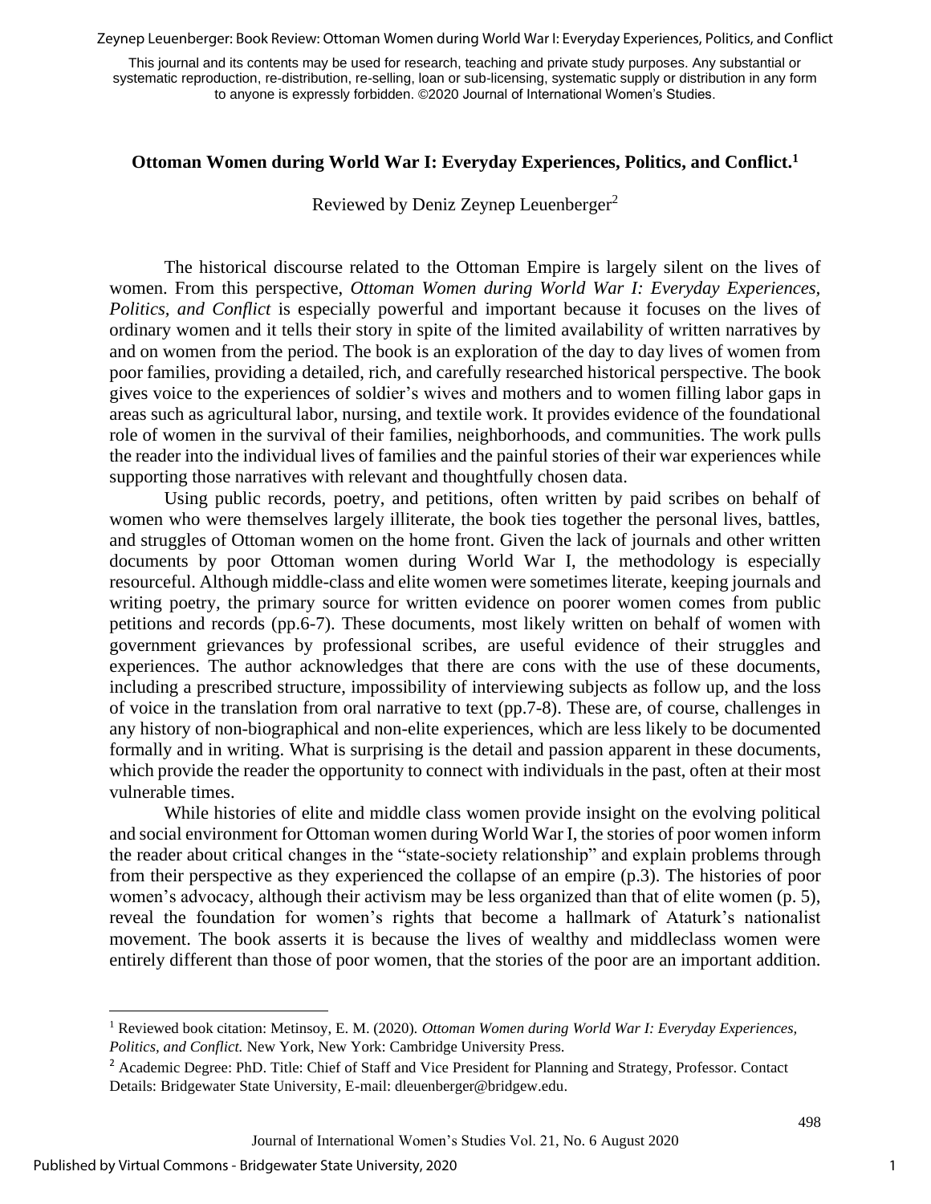**Ottoman Women during World War I: Everyday Experiences, Politics, and Conflict.**[1]

Reviewed by Deniz Zeynep Leuenberger[2]

The historical discourse related to the Ottoman Empire is largely silent on the lives of women. From this perspective, *Ottoman Women during World War I: Everyday Experiences, Politics, and Conflict* is especially powerful and important because it focuses on the lives of ordinary women and it tells their story in spite of the limited availability of written narratives by and on women from the period. The book is an exploration of the day to day lives of women from poor families, providing a detailed, rich, and carefully researched historical perspective. The book gives voice to the experiences of soldier's wives and mothers and to women filling labor gaps in areas such as agricultural labor, nursing, and textile work. It provides evidence of the foundational role of women in the survival of their families, neighborhoods, and communities. The work pulls the reader into the individual lives of families and the painful stories of their war experiences while supporting those narratives with relevant and thoughtfully chosen data.

Using public records, poetry, and petitions, often written by paid scribes on behalf of women who were themselves largely illiterate, the book ties together the personal lives, battles, and struggles of Ottoman women on the home front. Given the lack of journals and other written documents by poor Ottoman women during World War I, the methodology is especially resourceful. Although middle-class and elite women were sometimes literate, keeping journals and writing poetry, the primary source for written evidence on poorer women comes from public petitions and records (pp.6-7). These documents, most likely written on behalf of women with government grievances by professional scribes, are useful evidence of their struggles and experiences. The author acknowledges that there are cons with the use of these documents, including a prescribed structure, impossibility of interviewing subjects as follow up, and the loss of voice in the translation from oral narrative to text (pp.7-8). These are, of course, challenges in any history of non-biographical and non-elite experiences, which are less likely to be documented formally and in writing. What is surprising is the detail and passion apparent in these documents, which provide the reader the opportunity to connect with individuals in the past, often at their most vulnerable times.

While histories of elite and middle class women provide insight on the evolving political and social environment for Ottoman women during World War I, the stories of poor women inform the reader about critical changes in the "state-society relationship" and explain problems through from their perspective as they experienced the collapse of an empire (p.3). The histories of poor women's advocacy, although their activism may be less organized than that of elite women (p. 5), reveal the foundation for women's rights that become a hallmark of Ataturk's nationalist movement. The book asserts it is because the lives of wealthy and middleclass women were entirely different than those of poor women, that the stories of the poor are an important addition.

---

[1] Reviewed book citation: Metinsoy, E. M. (2020). *Ottoman Women during World War I: Everyday Experiences, Politics, and Conflict.* New York, New York: Cambridge University Press.

[2] Academic Degree: PhD. Title: Chief of Staff and Vice President for Planning and Strategy, Professor. Contact Details: Bridgewater State University, E-mail: dleuenberger@bridgew.edu.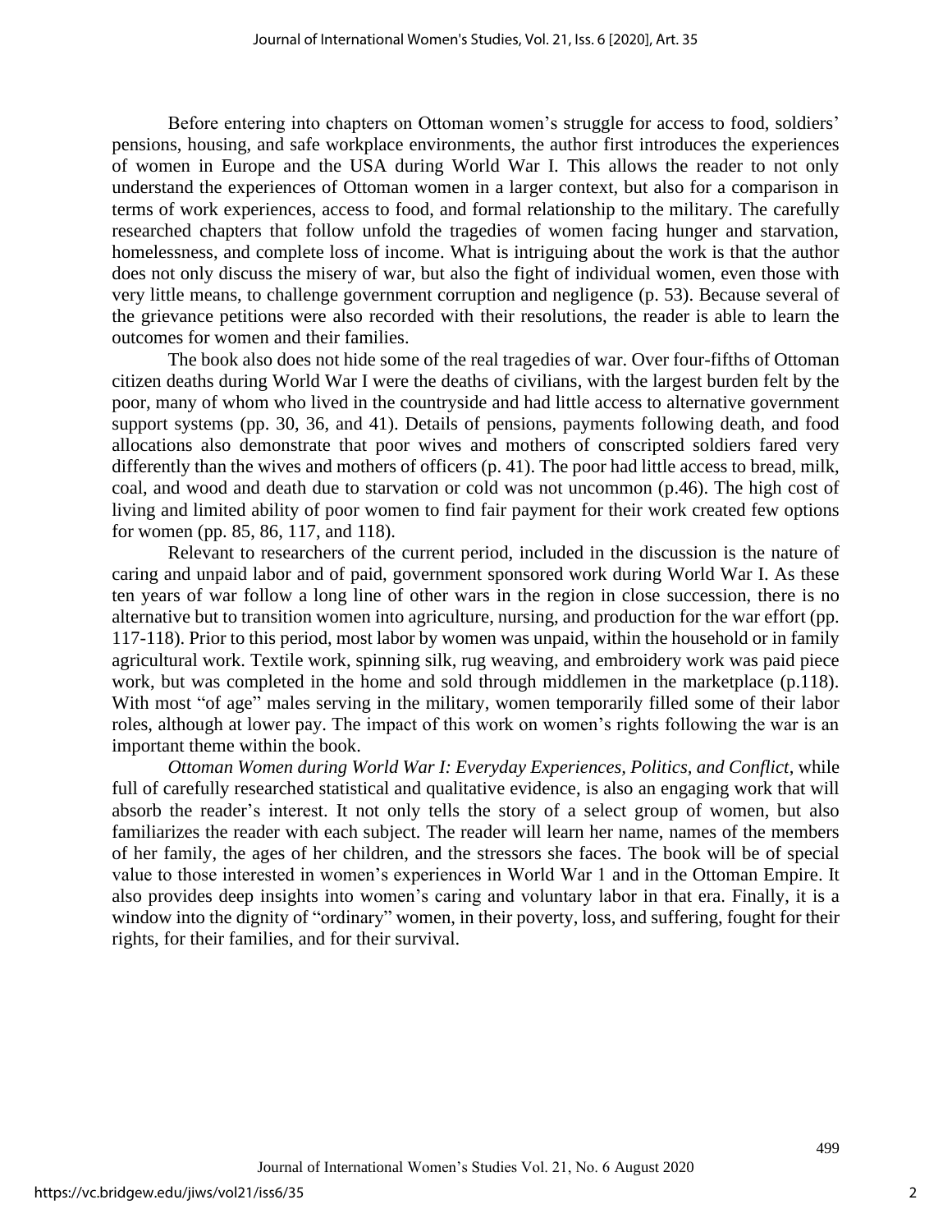Before entering into chapters on Ottoman women's struggle for access to food, soldiers' pensions, housing, and safe workplace environments, the author first introduces the experiences of women in Europe and the USA during World War I. This allows the reader to not only understand the experiences of Ottoman women in a larger context, but also for a comparison in terms of work experiences, access to food, and formal relationship to the military. The carefully researched chapters that follow unfold the tragedies of women facing hunger and starvation, homelessness, and complete loss of income. What is intriguing about the work is that the author does not only discuss the misery of war, but also the fight of individual women, even those with very little means, to challenge government corruption and negligence (p. 53). Because several of the grievance petitions were also recorded with their resolutions, the reader is able to learn the outcomes for women and their families.

The book also does not hide some of the real tragedies of war. Over four-fifths of Ottoman citizen deaths during World War I were the deaths of civilians, with the largest burden felt by the poor, many of whom who lived in the countryside and had little access to alternative government support systems (pp. 30, 36, and 41). Details of pensions, payments following death, and food allocations also demonstrate that poor wives and mothers of conscripted soldiers fared very differently than the wives and mothers of officers (p. 41). The poor had little access to bread, milk, coal, and wood and death due to starvation or cold was not uncommon (p.46). The high cost of living and limited ability of poor women to find fair payment for their work created few options for women (pp. 85, 86, 117, and 118).

Relevant to researchers of the current period, included in the discussion is the nature of caring and unpaid labor and of paid, government sponsored work during World War I. As these ten years of war follow a long line of other wars in the region in close succession, there is no alternative but to transition women into agriculture, nursing, and production for the war effort (pp. 117-118). Prior to this period, most labor by women was unpaid, within the household or in family agricultural work. Textile work, spinning silk, rug weaving, and embroidery work was paid piece work, but was completed in the home and sold through middlemen in the marketplace (p.118). With most "of age" males serving in the military, women temporarily filled some of their labor roles, although at lower pay. The impact of this work on women's rights following the war is an important theme within the book.

*Ottoman Women during World War I: Everyday Experiences, Politics, and Conflict*, while full of carefully researched statistical and qualitative evidence, is also an engaging work that will absorb the reader's interest. It not only tells the story of a select group of women, but also familiarizes the reader with each subject. The reader will learn her name, names of the members of her family, the ages of her children, and the stressors she faces. The book will be of special value to those interested in women's experiences in World War 1 and in the Ottoman Empire. It also provides deep insights into women's caring and voluntary labor in that era. Finally, it is a window into the dignity of "ordinary" women, in their poverty, loss, and suffering, fought for their rights, for their families, and for their survival.